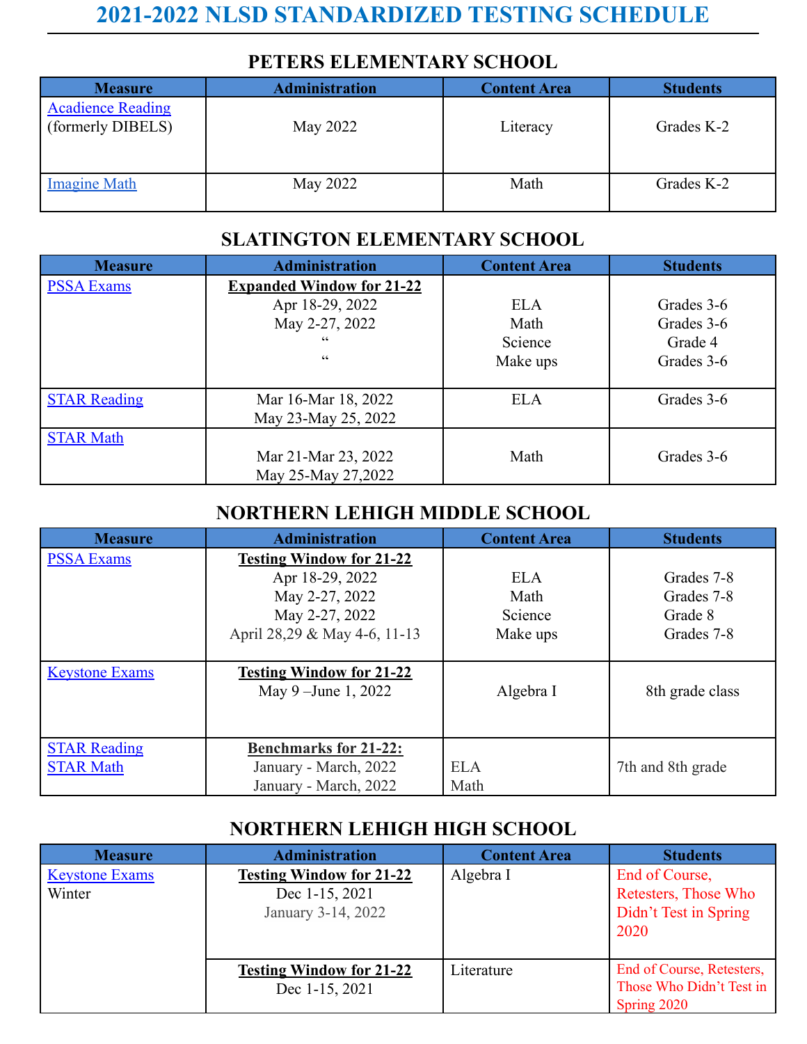# 2021-2022 NLSD STANDARDIZED TESTING SCHEDULE

## PETERS ELEMENTARY SCHOOL

| Measure | Administration | Content Area | Students |
|---|---|---|---|
| Acadience Reading (formerly DIBELS) | May 2022 | Literacy | Grades K-2 |
| Imagine Math | May 2022 | Math | Grades K-2 |

## SLATINGTON ELEMENTARY SCHOOL

| Measure | Administration | Content Area | Students |
|---|---|---|---|
| PSSA Exams | **Expanded Window for 21-22**<br>Apr 18-29, 2022<br>May 2-27, 2022<br>“<br>“ | <br>ELA<br>Math<br>Science<br>Make ups | <br>Grades 3-6<br>Grades 3-6<br>Grade 4<br>Grades 3-6 |
| STAR Reading | Mar 16-Mar 18, 2022<br>May 23-May 25, 2022 | ELA | Grades 3-6 |
| STAR Math | Mar 21-Mar 23, 2022<br>May 25-May 27,2022 | Math | Grades 3-6 |

## NORTHERN LEHIGH MIDDLE SCHOOL

| Measure | Administration | Content Area | Students |
|---|---|---|---|
| PSSA Exams | **Testing Window for 21-22**<br>Apr 18-29, 2022<br>May 2-27, 2022<br>May 2-27, 2022<br>April 28,29 & May 4-6, 11-13 | <br>ELA<br>Math<br>Science<br>Make ups | <br>Grades 7-8<br>Grades 7-8<br>Grade 8<br>Grades 7-8 |
| Keystone Exams | **Testing Window for 21-22**<br>May 9 –June 1, 2022 | Algebra I | 8th grade class |
| STAR Reading<br>STAR Math | **Benchmarks for 21-22:**<br>January - March, 2022<br>January - March, 2022 | <br>ELA<br>Math | 7th and 8th grade |

## NORTHERN LEHIGH HIGH SCHOOL

| Measure | Administration | Content Area | Students |
|---|---|---|---|
| Keystone Exams<br>Winter | **Testing Window for 21-22**<br>Dec 1-15, 2021<br>January 3-14, 2022 | Algebra I | End of Course, Retesters, Those Who Didn’t Test in Spring 2020 |
| | **Testing Window for 21-22**<br>Dec 1-15, 2021 | Literature | End of Course, Retesters, Those Who Didn’t Test in Spring 2020 |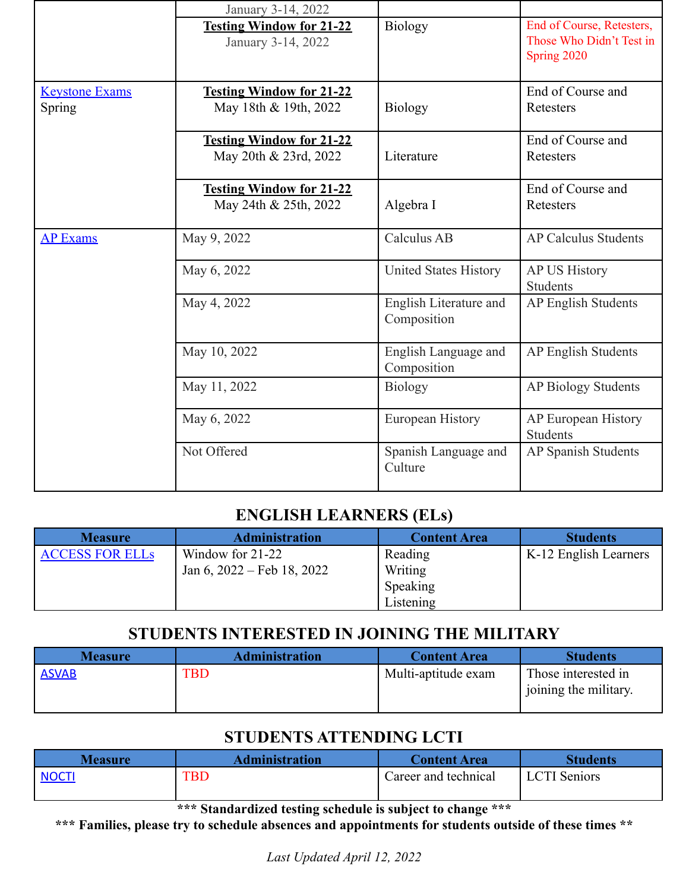| | | | |
|---|---|---|---|
| | January 3-14, 2022 | | |
| | **Testing Window for 21-22** January 3-14, 2022 | Biology | End of Course, Retesters, Those Who Didn't Test in Spring 2020 |
| Keystone Exams Spring | **Testing Window for 21-22** May 18th & 19th, 2022 | Biology | End of Course and Retesters |
| | **Testing Window for 21-22** May 20th & 23rd, 2022 | Literature | End of Course and Retesters |
| | **Testing Window for 21-22** May 24th & 25th, 2022 | Algebra I | End of Course and Retesters |
| AP Exams | May 9, 2022 | Calculus AB | AP Calculus Students |
| | May 6, 2022 | United States History | AP US History Students |
| | May 4, 2022 | English Literature and Composition | AP English Students |
| | May 10, 2022 | English Language and Composition | AP English Students |
| | May 11, 2022 | Biology | AP Biology Students |
| | May 6, 2022 | European History | AP European History Students |
| | Not Offered | Spanish Language and Culture | AP Spanish Students |

## ENGLISH LEARNERS (ELs)

| Measure | Administration | Content Area | Students |
|---|---|---|---|
| ACCESS FOR ELLs | Window for 21-22 Jan 6, 2022 – Feb 18, 2022 | Reading Writing Speaking Listening | K-12 English Learners |

## STUDENTS INTERESTED IN JOINING THE MILITARY

| Measure | Administration | Content Area | Students |
|---|---|---|---|
| ASVAB | TBD | Multi-aptitude exam | Those interested in joining the military. |

## STUDENTS ATTENDING LCTI

| Measure | Administration | Content Area | Students |
|---|---|---|---|
| NOCTI | TBD | Career and technical | LCTI Seniors |

**\*\*\* Standardized testing schedule is subject to change \*\*\***

**\*\*\* Families, please try to schedule absences and appointments for students outside of these times \*\***

*Last Updated April 12, 2022*